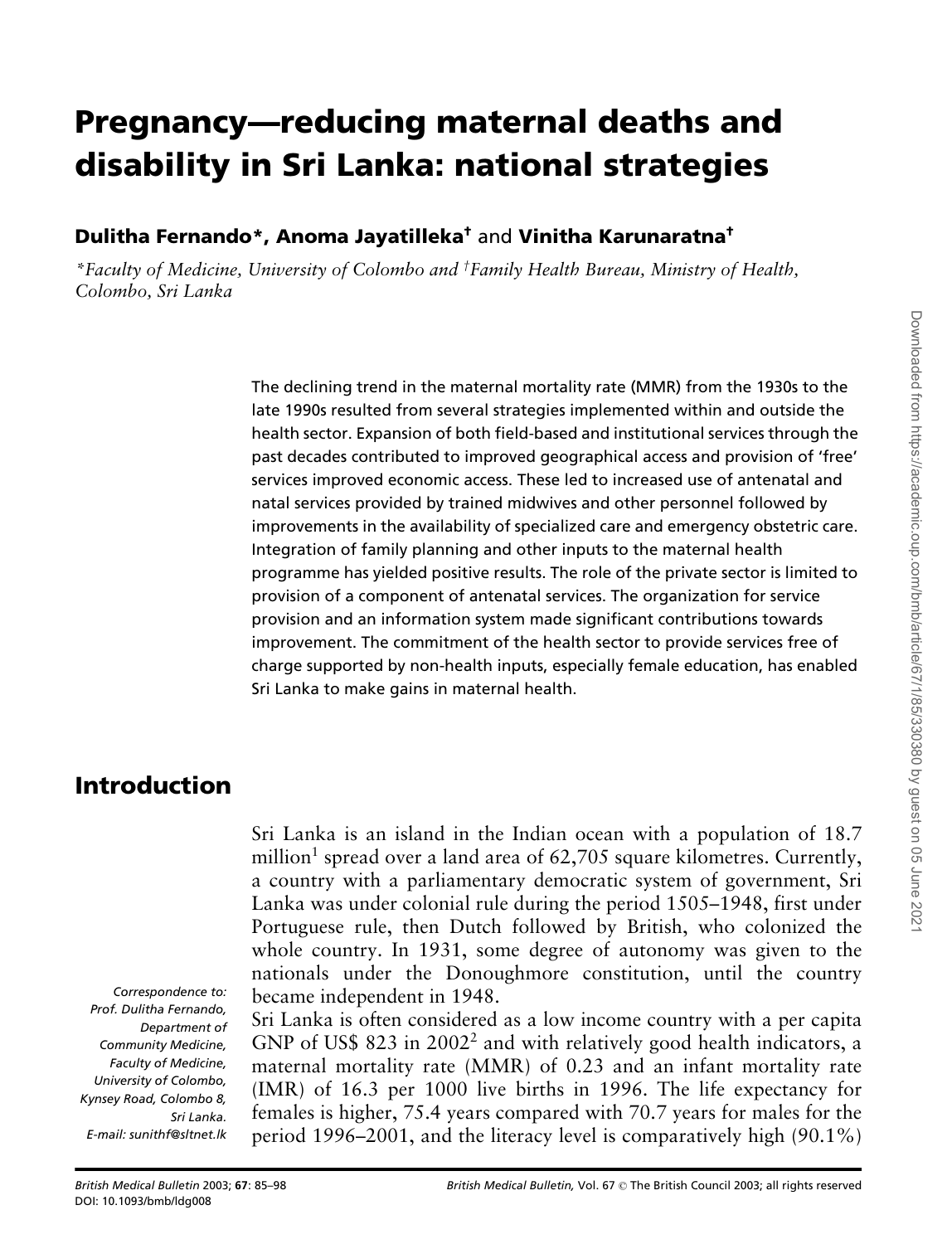# Pregnancy—reducing maternal deaths and disability in Sri Lanka: national strategies

**Dulitha Fernando*, Anoma Jayatilleka†** and **Vinitha Karunaratna†**

*\*Faculty of Medicine, University of Colombo and †Family Health Bureau, Ministry of Health, Colombo, Sri Lanka*

The declining trend in the maternal mortality rate (MMR) from the 1930s to the late 1990s resulted from several strategies implemented within and outside the health sector. Expansion of both field-based and institutional services through the past decades contributed to improved geographical access and provision of 'free' services improved economic access. These led to increased use of antenatal and natal services provided by trained midwives and other personnel followed by improvements in the availability of specialized care and emergency obstetric care. Integration of family planning and other inputs to the maternal health programme has yielded positive results. The role of the private sector is limited to provision of a component of antenatal services. The organization for service provision and an information system made significant contributions towards improvement. The commitment of the health sector to provide services free of charge supported by non-health inputs, especially female education, has enabled Sri Lanka to make gains in maternal health.

## Introduction

Sri Lanka is an island in the Indian ocean with a population of 18.7 million[1] spread over a land area of 62,705 square kilometres. Currently, a country with a parliamentary democratic system of government, Sri Lanka was under colonial rule during the period 1505–1948, first under Portuguese rule, then Dutch followed by British, who colonized the whole country. In 1931, some degree of autonomy was given to the nationals under the Donoughmore constitution, until the country became independent in 1948.

Sri Lanka is often considered as a low income country with a per capita GNP of US$ 823 in 2002[2] and with relatively good health indicators, a maternal mortality rate (MMR) of 0.23 and an infant mortality rate (IMR) of 16.3 per 1000 live births in 1996. The life expectancy for females is higher, 75.4 years compared with 70.7 years for males for the period 1996–2001, and the literacy level is comparatively high (90.1%)

*Correspondence to: Prof. Dulitha Fernando, Department of Community Medicine, Faculty of Medicine, University of Colombo, Kynsey Road, Colombo 8, Sri Lanka. E-mail: sunithf@sltnet.lk*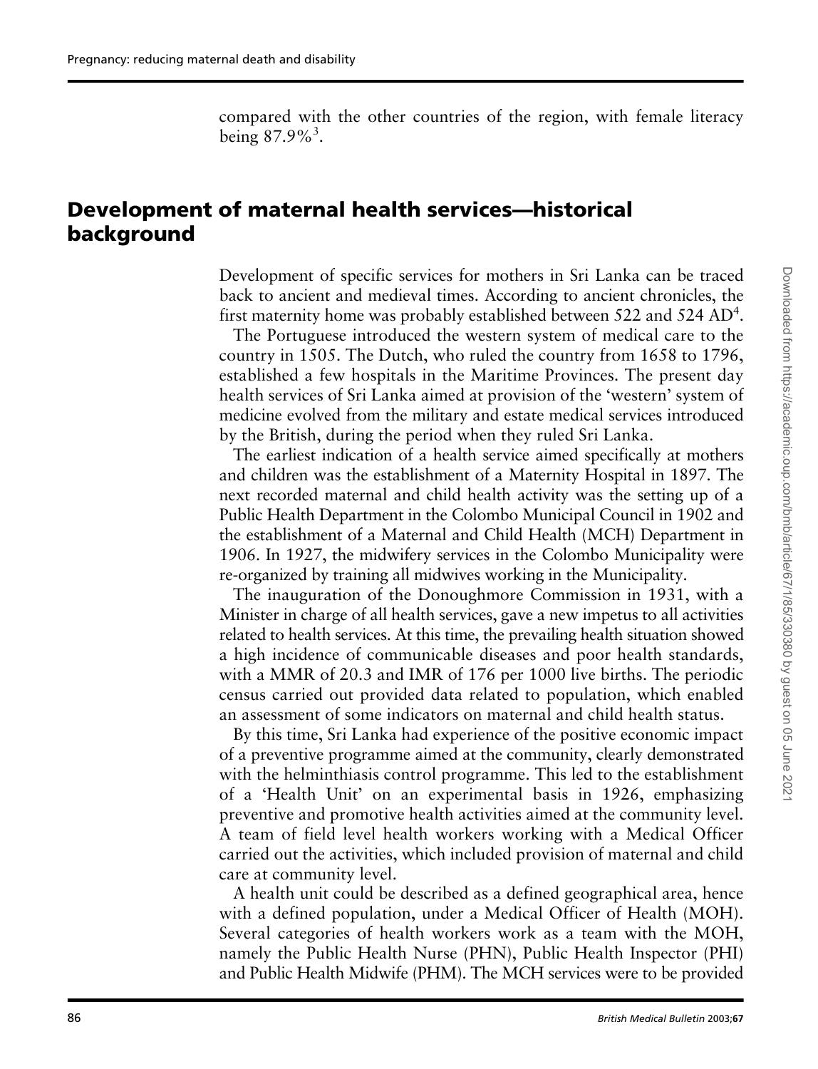compared with the other countries of the region, with female literacy being 87.9%[3].

## Development of maternal health services—historical background

Development of specific services for mothers in Sri Lanka can be traced back to ancient and medieval times. According to ancient chronicles, the first maternity home was probably established between 522 and 524 AD[4].

The Portuguese introduced the western system of medical care to the country in 1505. The Dutch, who ruled the country from 1658 to 1796, established a few hospitals in the Maritime Provinces. The present day health services of Sri Lanka aimed at provision of the 'western' system of medicine evolved from the military and estate medical services introduced by the British, during the period when they ruled Sri Lanka.

The earliest indication of a health service aimed specifically at mothers and children was the establishment of a Maternity Hospital in 1897. The next recorded maternal and child health activity was the setting up of a Public Health Department in the Colombo Municipal Council in 1902 and the establishment of a Maternal and Child Health (MCH) Department in 1906. In 1927, the midwifery services in the Colombo Municipality were re-organized by training all midwives working in the Municipality.

The inauguration of the Donoughmore Commission in 1931, with a Minister in charge of all health services, gave a new impetus to all activities related to health services. At this time, the prevailing health situation showed a high incidence of communicable diseases and poor health standards, with a MMR of 20.3 and IMR of 176 per 1000 live births. The periodic census carried out provided data related to population, which enabled an assessment of some indicators on maternal and child health status.

By this time, Sri Lanka had experience of the positive economic impact of a preventive programme aimed at the community, clearly demonstrated with the helminthiasis control programme. This led to the establishment of a 'Health Unit' on an experimental basis in 1926, emphasizing preventive and promotive health activities aimed at the community level. A team of field level health workers working with a Medical Officer carried out the activities, which included provision of maternal and child care at community level.

A health unit could be described as a defined geographical area, hence with a defined population, under a Medical Officer of Health (MOH). Several categories of health workers work as a team with the MOH, namely the Public Health Nurse (PHN), Public Health Inspector (PHI) and Public Health Midwife (PHM). The MCH services were to be provided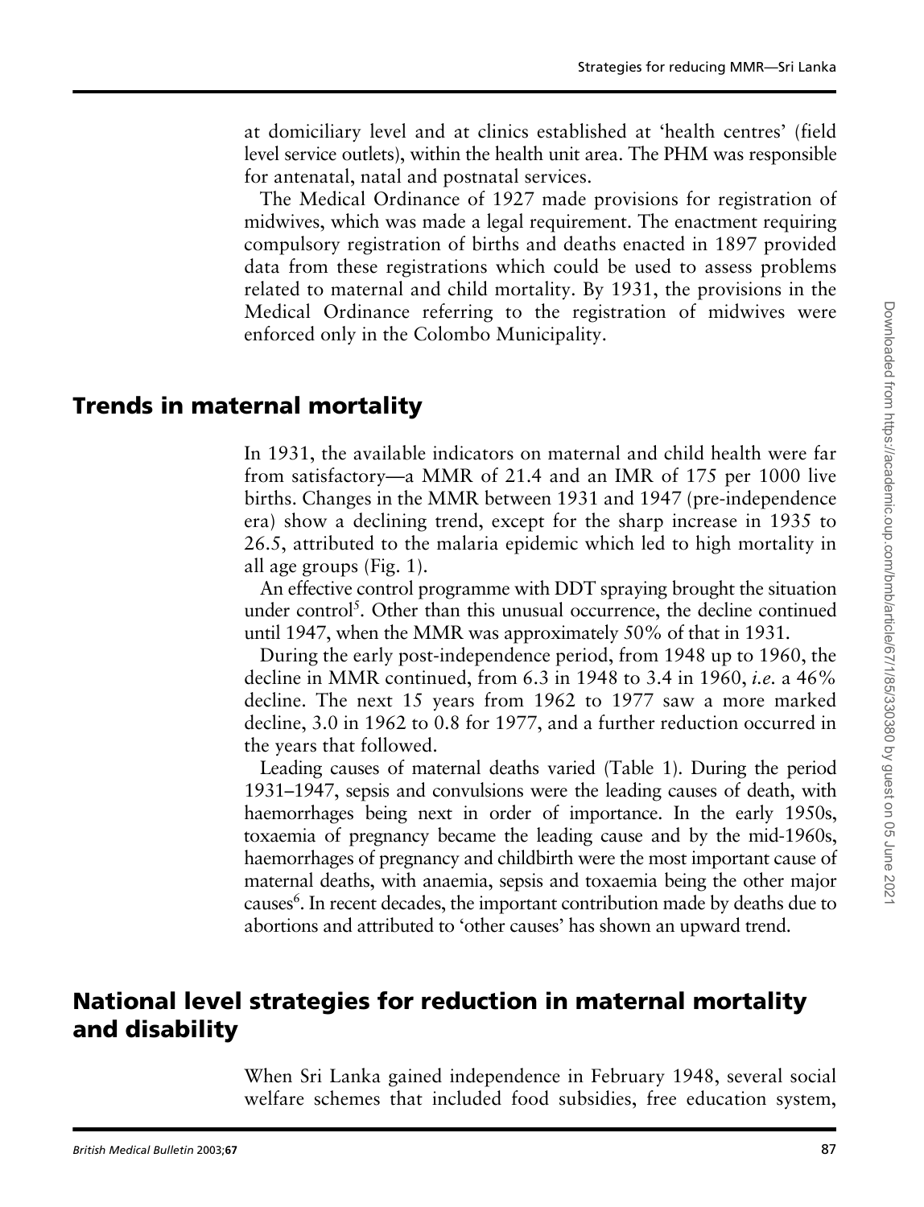at domiciliary level and at clinics established at 'health centres' (field level service outlets), within the health unit area. The PHM was responsible for antenatal, natal and postnatal services.

The Medical Ordinance of 1927 made provisions for registration of midwives, which was made a legal requirement. The enactment requiring compulsory registration of births and deaths enacted in 1897 provided data from these registrations which could be used to assess problems related to maternal and child mortality. By 1931, the provisions in the Medical Ordinance referring to the registration of midwives were enforced only in the Colombo Municipality.

## Trends in maternal mortality

In 1931, the available indicators on maternal and child health were far from satisfactory—a MMR of 21.4 and an IMR of 175 per 1000 live births. Changes in the MMR between 1931 and 1947 (pre-independence era) show a declining trend, except for the sharp increase in 1935 to 26.5, attributed to the malaria epidemic which led to high mortality in all age groups (Fig. 1).

An effective control programme with DDT spraying brought the situation under control[5]. Other than this unusual occurrence, the decline continued until 1947, when the MMR was approximately 50% of that in 1931.

During the early post-independence period, from 1948 up to 1960, the decline in MMR continued, from 6.3 in 1948 to 3.4 in 1960, *i.e.* a 46% decline. The next 15 years from 1962 to 1977 saw a more marked decline, 3.0 in 1962 to 0.8 for 1977, and a further reduction occurred in the years that followed.

Leading causes of maternal deaths varied (Table 1). During the period 1931–1947, sepsis and convulsions were the leading causes of death, with haemorrhages being next in order of importance. In the early 1950s, toxaemia of pregnancy became the leading cause and by the mid-1960s, haemorrhages of pregnancy and childbirth were the most important cause of maternal deaths, with anaemia, sepsis and toxaemia being the other major causes[6]. In recent decades, the important contribution made by deaths due to abortions and attributed to 'other causes' has shown an upward trend.

## National level strategies for reduction in maternal mortality and disability

When Sri Lanka gained independence in February 1948, several social welfare schemes that included food subsidies, free education system,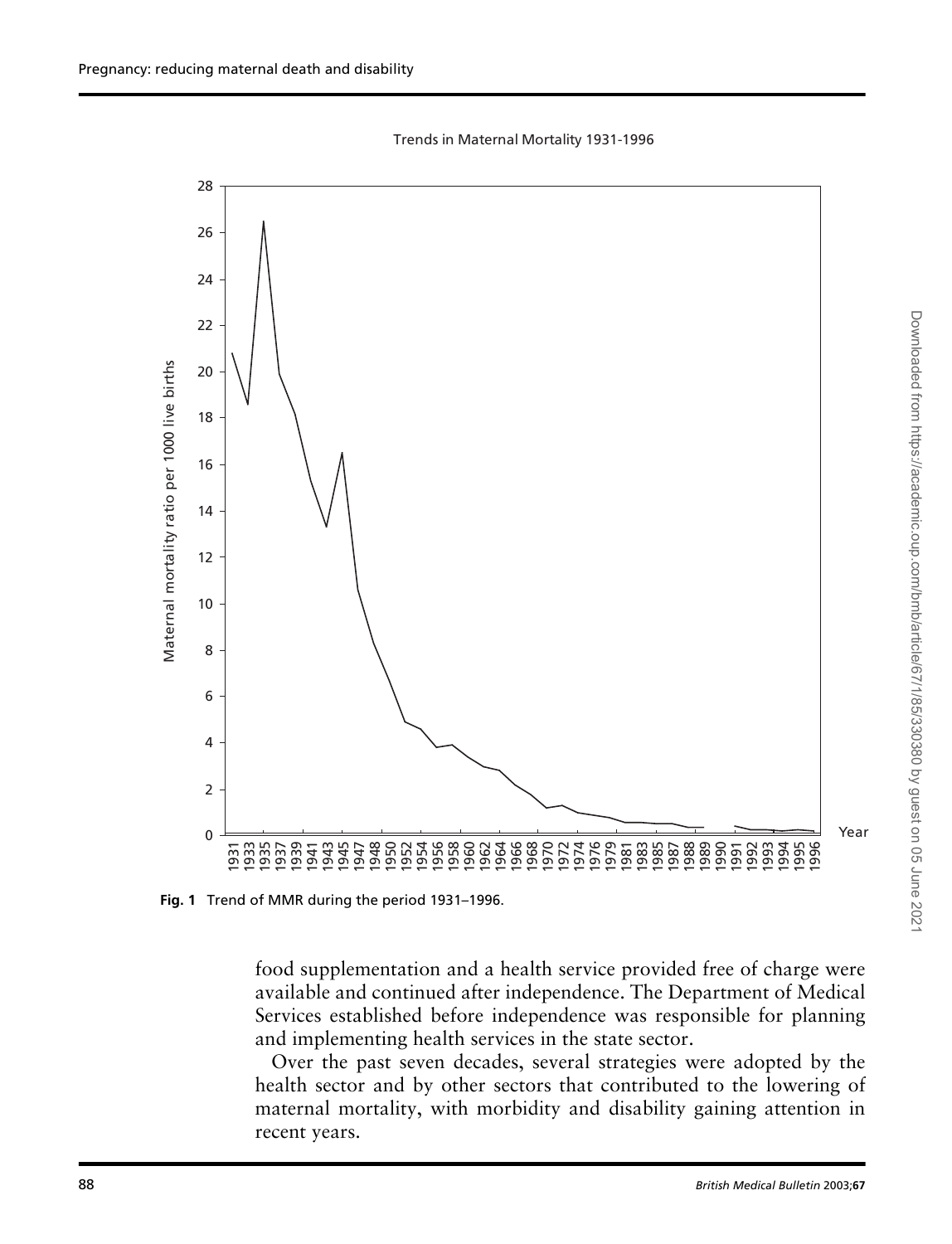**Fig. 1** Trend of MMR during the period 1931–1996.

food supplementation and a health service provided free of charge were available and continued after independence. The Department of Medical Services established before independence was responsible for planning and implementing health services in the state sector.

Over the past seven decades, several strategies were adopted by the health sector and by other sectors that contributed to the lowering of maternal mortality, with morbidity and disability gaining attention in recent years.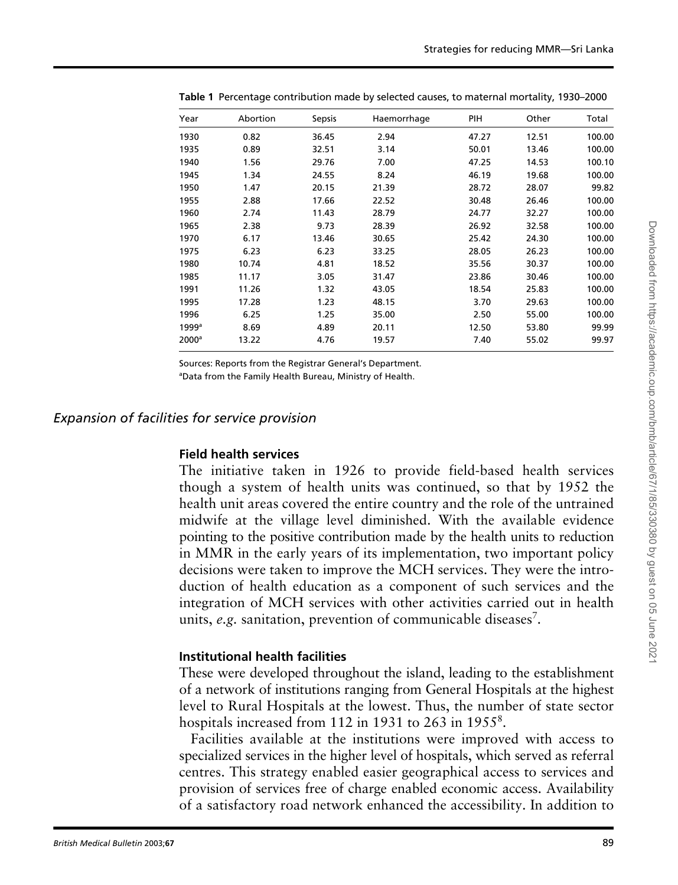**Table 1** Percentage contribution made by selected causes, to maternal mortality, 1930–2000

| Year | Abortion | Sepsis | Haemorrhage | PIH | Other | Total |
|---|---|---|---|---|---|---|
| 1930 | 0.82 | 36.45 | 2.94 | 47.27 | 12.51 | 100.00 |
| 1935 | 0.89 | 32.51 | 3.14 | 50.01 | 13.46 | 100.00 |
| 1940 | 1.56 | 29.76 | 7.00 | 47.25 | 14.53 | 100.10 |
| 1945 | 1.34 | 24.55 | 8.24 | 46.19 | 19.68 | 100.00 |
| 1950 | 1.47 | 20.15 | 21.39 | 28.72 | 28.07 | 99.82 |
| 1955 | 2.88 | 17.66 | 22.52 | 30.48 | 26.46 | 100.00 |
| 1960 | 2.74 | 11.43 | 28.79 | 24.77 | 32.27 | 100.00 |
| 1965 | 2.38 | 9.73 | 28.39 | 26.92 | 32.58 | 100.00 |
| 1970 | 6.17 | 13.46 | 30.65 | 25.42 | 24.30 | 100.00 |
| 1975 | 6.23 | 6.23 | 33.25 | 28.05 | 26.23 | 100.00 |
| 1980 | 10.74 | 4.81 | 18.52 | 35.56 | 30.37 | 100.00 |
| 1985 | 11.17 | 3.05 | 31.47 | 23.86 | 30.46 | 100.00 |
| 1991 | 11.26 | 1.32 | 43.05 | 18.54 | 25.83 | 100.00 |
| 1995 | 17.28 | 1.23 | 48.15 | 3.70 | 29.63 | 100.00 |
| 1996 | 6.25 | 1.25 | 35.00 | 2.50 | 55.00 | 100.00 |
| 1999[a] | 8.69 | 4.89 | 20.11 | 12.50 | 53.80 | 99.99 |
| 2000[a] | 13.22 | 4.76 | 19.57 | 7.40 | 55.02 | 99.97 |

Sources: Reports from the Registrar General's Department.
[a]Data from the Family Health Bureau, Ministry of Health.

## *Expansion of facilities for service provision*

### **Field health services**

The initiative taken in 1926 to provide field-based health services though a system of health units was continued, so that by 1952 the health unit areas covered the entire country and the role of the untrained midwife at the village level diminished. With the available evidence pointing to the positive contribution made by the health units to reduction in MMR in the early years of its implementation, two important policy decisions were taken to improve the MCH services. They were the introduction of health education as a component of such services and the integration of MCH services with other activities carried out in health units, *e.g.* sanitation, prevention of communicable diseases[7].

### **Institutional health facilities**

These were developed throughout the island, leading to the establishment of a network of institutions ranging from General Hospitals at the highest level to Rural Hospitals at the lowest. Thus, the number of state sector hospitals increased from 112 in 1931 to 263 in 1955[8].

Facilities available at the institutions were improved with access to specialized services in the higher level of hospitals, which served as referral centres. This strategy enabled easier geographical access to services and provision of services free of charge enabled economic access. Availability of a satisfactory road network enhanced the accessibility. In addition to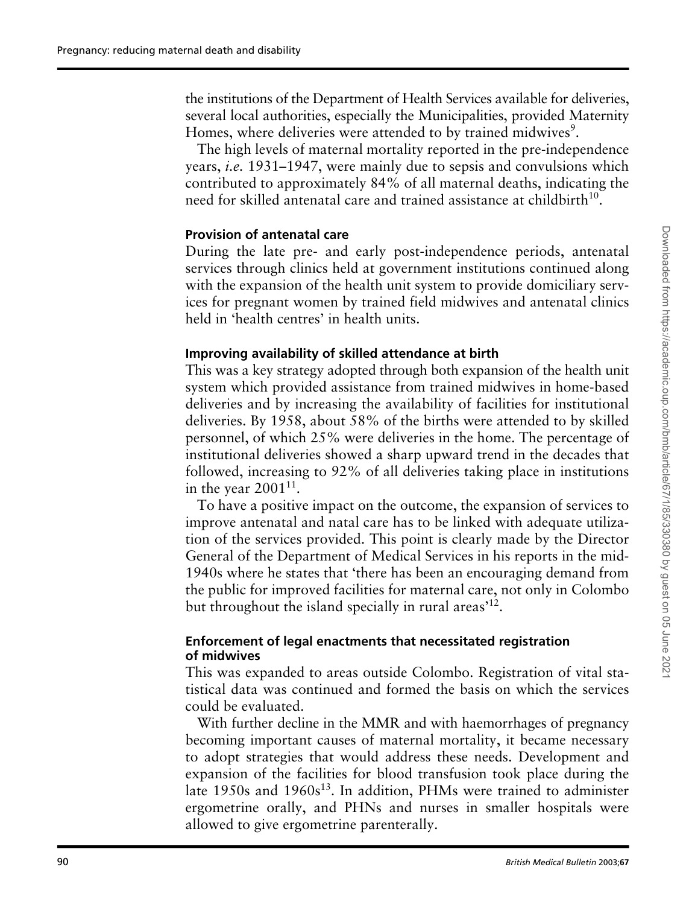the institutions of the Department of Health Services available for deliveries, several local authorities, especially the Municipalities, provided Maternity Homes, where deliveries were attended to by trained midwives[9].

The high levels of maternal mortality reported in the pre-independence years, *i.e.* 1931–1947, were mainly due to sepsis and convulsions which contributed to approximately 84% of all maternal deaths, indicating the need for skilled antenatal care and trained assistance at childbirth[10].

### Provision of antenatal care

During the late pre- and early post-independence periods, antenatal services through clinics held at government institutions continued along with the expansion of the health unit system to provide domiciliary services for pregnant women by trained field midwives and antenatal clinics held in 'health centres' in health units.

### Improving availability of skilled attendance at birth

This was a key strategy adopted through both expansion of the health unit system which provided assistance from trained midwives in home-based deliveries and by increasing the availability of facilities for institutional deliveries. By 1958, about 58% of the births were attended to by skilled personnel, of which 25% were deliveries in the home. The percentage of institutional deliveries showed a sharp upward trend in the decades that followed, increasing to 92% of all deliveries taking place in institutions in the year 2001[11].

To have a positive impact on the outcome, the expansion of services to improve antenatal and natal care has to be linked with adequate utilization of the services provided. This point is clearly made by the Director General of the Department of Medical Services in his reports in the mid-1940s where he states that 'there has been an encouraging demand from the public for improved facilities for maternal care, not only in Colombo but throughout the island specially in rural areas'[12].

### Enforcement of legal enactments that necessitated registration of midwives

This was expanded to areas outside Colombo. Registration of vital statistical data was continued and formed the basis on which the services could be evaluated.

With further decline in the MMR and with haemorrhages of pregnancy becoming important causes of maternal mortality, it became necessary to adopt strategies that would address these needs. Development and expansion of the facilities for blood transfusion took place during the late 1950s and 1960s[13]. In addition, PHMs were trained to administer ergometrine orally, and PHNs and nurses in smaller hospitals were allowed to give ergometrine parenterally.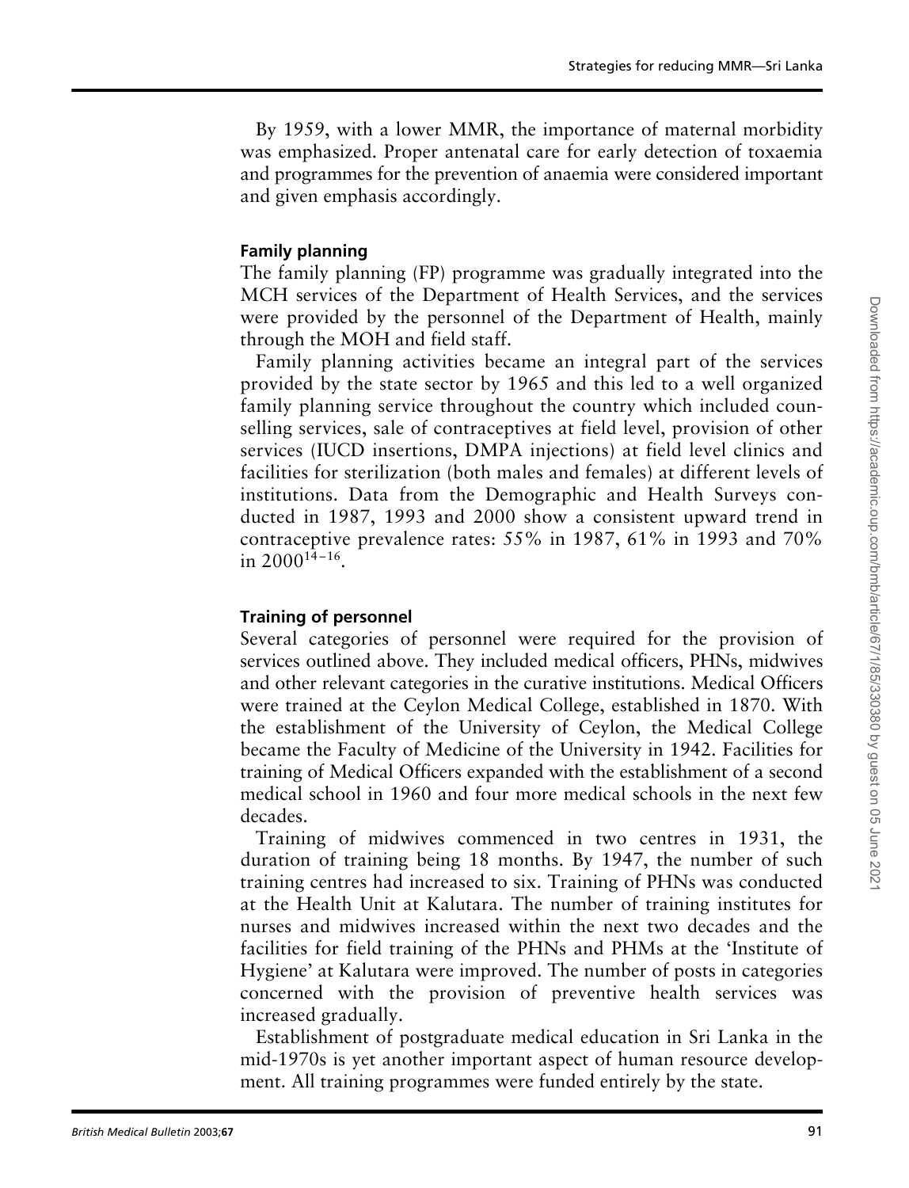By 1959, with a lower MMR, the importance of maternal morbidity was emphasized. Proper antenatal care for early detection of toxaemia and programmes for the prevention of anaemia were considered important and given emphasis accordingly.

### Family planning

The family planning (FP) programme was gradually integrated into the MCH services of the Department of Health Services, and the services were provided by the personnel of the Department of Health, mainly through the MOH and field staff.

Family planning activities became an integral part of the services provided by the state sector by 1965 and this led to a well organized family planning service throughout the country which included counselling services, sale of contraceptives at field level, provision of other services (IUCD insertions, DMPA injections) at field level clinics and facilities for sterilization (both males and females) at different levels of institutions. Data from the Demographic and Health Surveys conducted in 1987, 1993 and 2000 show a consistent upward trend in contraceptive prevalence rates: 55% in 1987, 61% in 1993 and 70% in 2000[14–16].

### Training of personnel

Several categories of personnel were required for the provision of services outlined above. They included medical officers, PHNs, midwives and other relevant categories in the curative institutions. Medical Officers were trained at the Ceylon Medical College, established in 1870. With the establishment of the University of Ceylon, the Medical College became the Faculty of Medicine of the University in 1942. Facilities for training of Medical Officers expanded with the establishment of a second medical school in 1960 and four more medical schools in the next few decades.

Training of midwives commenced in two centres in 1931, the duration of training being 18 months. By 1947, the number of such training centres had increased to six. Training of PHNs was conducted at the Health Unit at Kalutara. The number of training institutes for nurses and midwives increased within the next two decades and the facilities for field training of the PHNs and PHMs at the 'Institute of Hygiene' at Kalutara were improved. The number of posts in categories concerned with the provision of preventive health services was increased gradually.

Establishment of postgraduate medical education in Sri Lanka in the mid-1970s is yet another important aspect of human resource development. All training programmes were funded entirely by the state.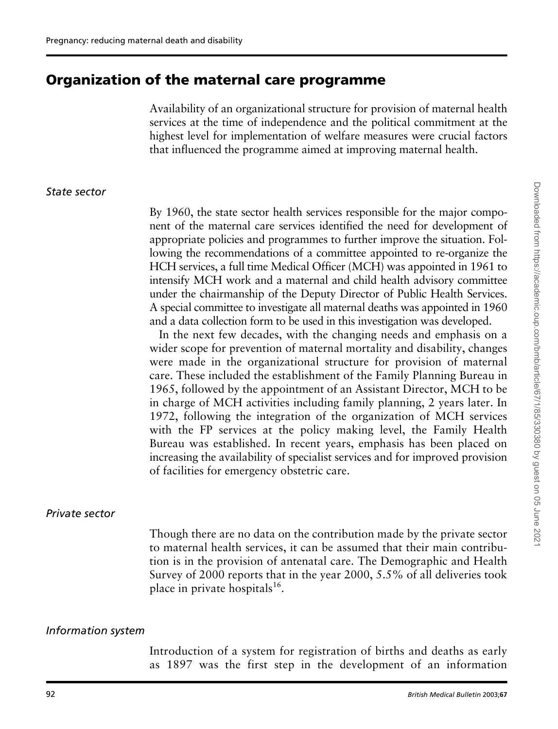## Organization of the maternal care programme

Availability of an organizational structure for provision of maternal health services at the time of independence and the political commitment at the highest level for implementation of welfare measures were crucial factors that influenced the programme aimed at improving maternal health.

### *State sector*

By 1960, the state sector health services responsible for the major component of the maternal care services identified the need for development of appropriate policies and programmes to further improve the situation. Following the recommendations of a committee appointed to re-organize the HCH services, a full time Medical Officer (MCH) was appointed in 1961 to intensify MCH work and a maternal and child health advisory committee under the chairmanship of the Deputy Director of Public Health Services. A special committee to investigate all maternal deaths was appointed in 1960 and a data collection form to be used in this investigation was developed.

In the next few decades, with the changing needs and emphasis on a wider scope for prevention of maternal mortality and disability, changes were made in the organizational structure for provision of maternal care. These included the establishment of the Family Planning Bureau in 1965, followed by the appointment of an Assistant Director, MCH to be in charge of MCH activities including family planning, 2 years later. In 1972, following the integration of the organization of MCH services with the FP services at the policy making level, the Family Health Bureau was established. In recent years, emphasis has been placed on increasing the availability of specialist services and for improved provision of facilities for emergency obstetric care.

### *Private sector*

Though there are no data on the contribution made by the private sector to maternal health services, it can be assumed that their main contribution is in the provision of antenatal care. The Demographic and Health Survey of 2000 reports that in the year 2000, 5.5% of all deliveries took place in private hospitals[16].

### *Information system*

Introduction of a system for registration of births and deaths as early as 1897 was the first step in the development of an information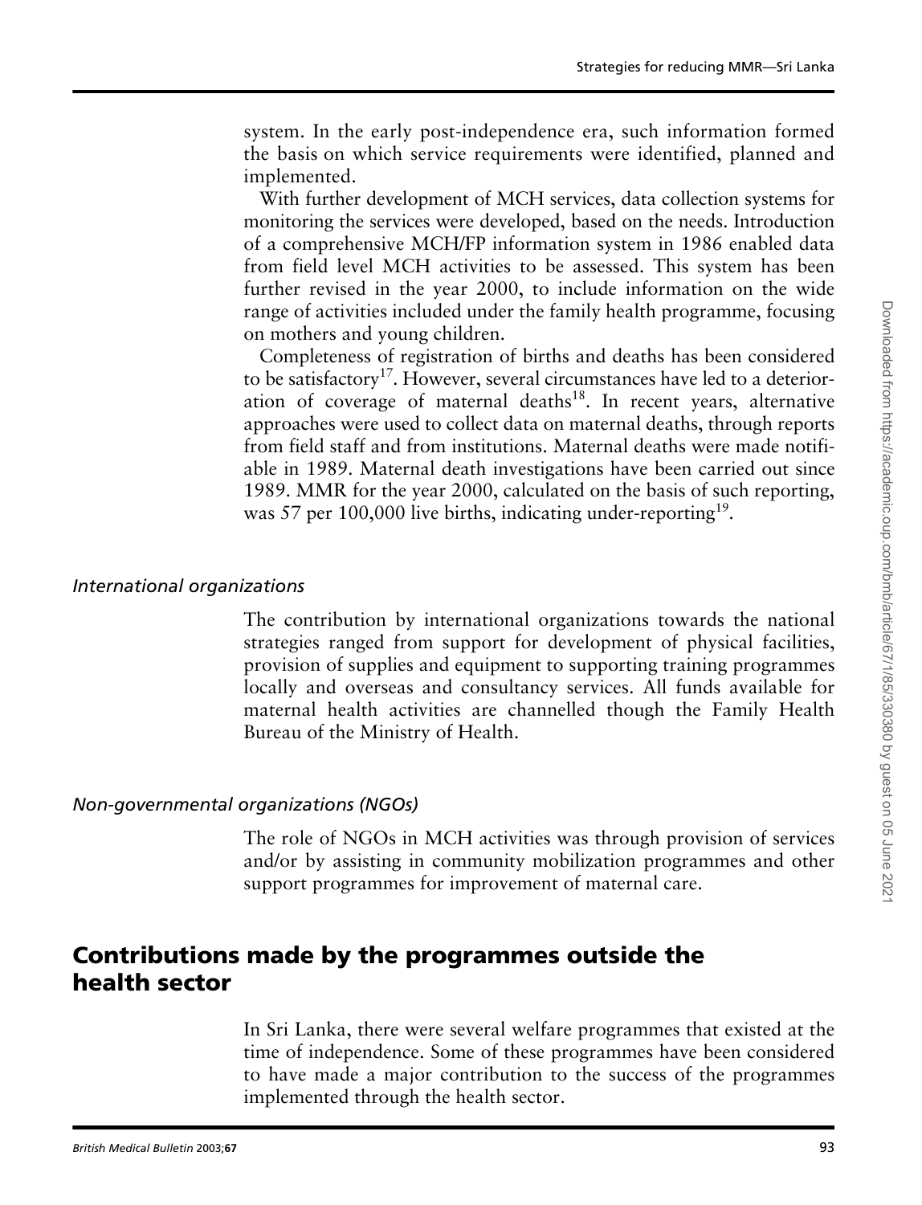system. In the early post-independence era, such information formed the basis on which service requirements were identified, planned and implemented.

With further development of MCH services, data collection systems for monitoring the services were developed, based on the needs. Introduction of a comprehensive MCH/FP information system in 1986 enabled data from field level MCH activities to be assessed. This system has been further revised in the year 2000, to include information on the wide range of activities included under the family health programme, focusing on mothers and young children.

Completeness of registration of births and deaths has been considered to be satisfactory[17]. However, several circumstances have led to a deterioration of coverage of maternal deaths[18]. In recent years, alternative approaches were used to collect data on maternal deaths, through reports from field staff and from institutions. Maternal deaths were made notifiable in 1989. Maternal death investigations have been carried out since 1989. MMR for the year 2000, calculated on the basis of such reporting, was 57 per 100,000 live births, indicating under-reporting[19].

### *International organizations*

The contribution by international organizations towards the national strategies ranged from support for development of physical facilities, provision of supplies and equipment to supporting training programmes locally and overseas and consultancy services. All funds available for maternal health activities are channelled though the Family Health Bureau of the Ministry of Health.

### *Non-governmental organizations (NGOs)*

The role of NGOs in MCH activities was through provision of services and/or by assisting in community mobilization programmes and other support programmes for improvement of maternal care.

## Contributions made by the programmes outside the health sector

In Sri Lanka, there were several welfare programmes that existed at the time of independence. Some of these programmes have been considered to have made a major contribution to the success of the programmes implemented through the health sector.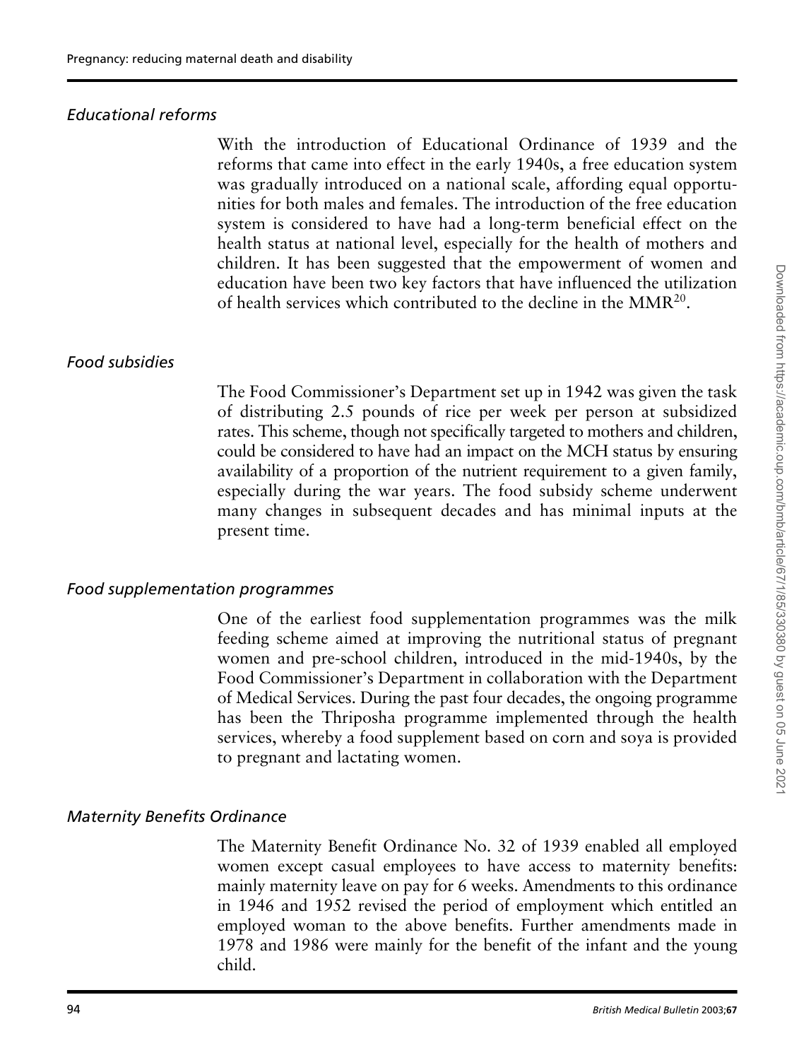### *Educational reforms*

With the introduction of Educational Ordinance of 1939 and the reforms that came into effect in the early 1940s, a free education system was gradually introduced on a national scale, affording equal opportunities for both males and females. The introduction of the free education system is considered to have had a long-term beneficial effect on the health status at national level, especially for the health of mothers and children. It has been suggested that the empowerment of women and education have been two key factors that have influenced the utilization of health services which contributed to the decline in the MMR[20].

### *Food subsidies*

The Food Commissioner's Department set up in 1942 was given the task of distributing 2.5 pounds of rice per week per person at subsidized rates. This scheme, though not specifically targeted to mothers and children, could be considered to have had an impact on the MCH status by ensuring availability of a proportion of the nutrient requirement to a given family, especially during the war years. The food subsidy scheme underwent many changes in subsequent decades and has minimal inputs at the present time.

### *Food supplementation programmes*

One of the earliest food supplementation programmes was the milk feeding scheme aimed at improving the nutritional status of pregnant women and pre-school children, introduced in the mid-1940s, by the Food Commissioner's Department in collaboration with the Department of Medical Services. During the past four decades, the ongoing programme has been the Thriposha programme implemented through the health services, whereby a food supplement based on corn and soya is provided to pregnant and lactating women.

### *Maternity Benefits Ordinance*

The Maternity Benefit Ordinance No. 32 of 1939 enabled all employed women except casual employees to have access to maternity benefits: mainly maternity leave on pay for 6 weeks. Amendments to this ordinance in 1946 and 1952 revised the period of employment which entitled an employed woman to the above benefits. Further amendments made in 1978 and 1986 were mainly for the benefit of the infant and the young child.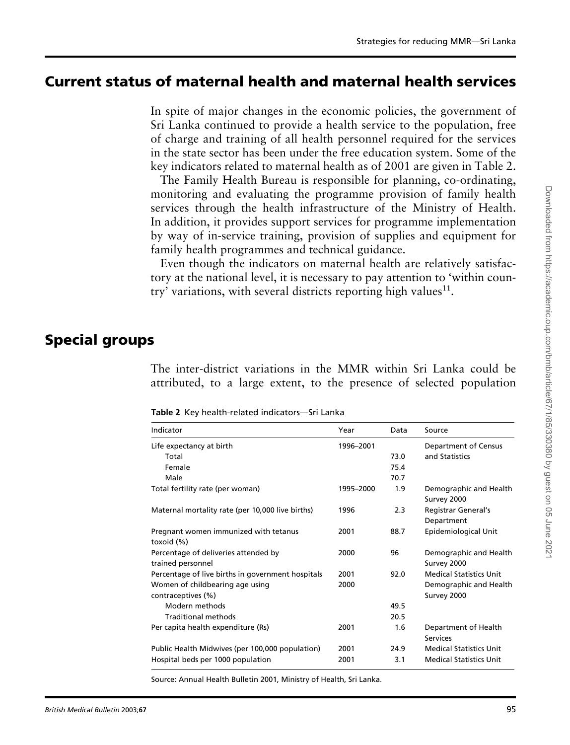## Current status of maternal health and maternal health services

In spite of major changes in the economic policies, the government of Sri Lanka continued to provide a health service to the population, free of charge and training of all health personnel required for the services in the state sector has been under the free education system. Some of the key indicators related to maternal health as of 2001 are given in Table 2.

The Family Health Bureau is responsible for planning, co-ordinating, monitoring and evaluating the programme provision of family health services through the health infrastructure of the Ministry of Health. In addition, it provides support services for programme implementation by way of in-service training, provision of supplies and equipment for family health programmes and technical guidance.

Even though the indicators on maternal health are relatively satisfactory at the national level, it is necessary to pay attention to 'within country' variations, with several districts reporting high values[11].

## Special groups

The inter-district variations in the MMR within Sri Lanka could be attributed, to a large extent, to the presence of selected population

**Table 2** Key health-related indicators—Sri Lanka

| Indicator | Year | Data | Source |
|---|---|---|---|
| Life expectancy at birth | 1996–2001 | | Department of Census and Statistics |
| Total | | 73.0 | |
| Female | | 75.4 | |
| Male | | 70.7 | |
| Total fertility rate (per woman) | 1995–2000 | 1.9 | Demographic and Health Survey 2000 |
| Maternal mortality rate (per 10,000 live births) | 1996 | 2.3 | Registrar General's Department |
| Pregnant women immunized with tetanus toxoid (%) | 2001 | 88.7 | Epidemiological Unit |
| Percentage of deliveries attended by trained personnel | 2000 | 96 | Demographic and Health Survey 2000 |
| Percentage of live births in government hospitals | 2001 | 92.0 | Medical Statistics Unit |
| Women of childbearing age using contraceptives (%) | 2000 | | Demographic and Health Survey 2000 |
| Modern methods | | 49.5 | |
| Traditional methods | | 20.5 | |
| Per capita health expenditure (Rs) | 2001 | 1.6 | Department of Health Services |
| Public Health Midwives (per 100,000 population) | 2001 | 24.9 | Medical Statistics Unit |
| Hospital beds per 1000 population | 2001 | 3.1 | Medical Statistics Unit |

Source: Annual Health Bulletin 2001, Ministry of Health, Sri Lanka.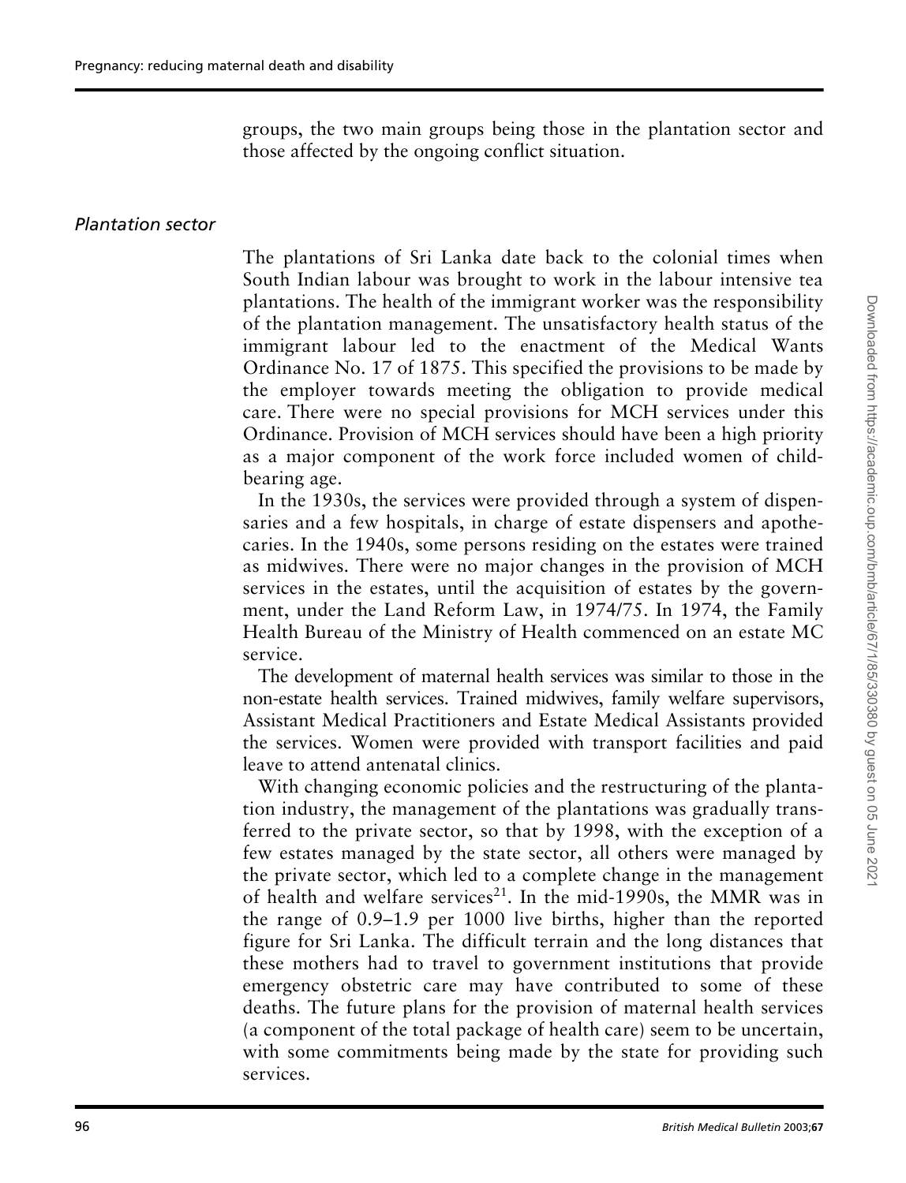groups, the two main groups being those in the plantation sector and those affected by the ongoing conflict situation.

### *Plantation sector*

The plantations of Sri Lanka date back to the colonial times when South Indian labour was brought to work in the labour intensive tea plantations. The health of the immigrant worker was the responsibility of the plantation management. The unsatisfactory health status of the immigrant labour led to the enactment of the Medical Wants Ordinance No. 17 of 1875. This specified the provisions to be made by the employer towards meeting the obligation to provide medical care. There were no special provisions for MCH services under this Ordinance. Provision of MCH services should have been a high priority as a major component of the work force included women of child-bearing age.

In the 1930s, the services were provided through a system of dispensaries and a few hospitals, in charge of estate dispensers and apothecaries. In the 1940s, some persons residing on the estates were trained as midwives. There were no major changes in the provision of MCH services in the estates, until the acquisition of estates by the government, under the Land Reform Law, in 1974/75. In 1974, the Family Health Bureau of the Ministry of Health commenced on an estate MC service.

The development of maternal health services was similar to those in the non-estate health services. Trained midwives, family welfare supervisors, Assistant Medical Practitioners and Estate Medical Assistants provided the services. Women were provided with transport facilities and paid leave to attend antenatal clinics.

With changing economic policies and the restructuring of the plantation industry, the management of the plantations was gradually transferred to the private sector, so that by 1998, with the exception of a few estates managed by the state sector, all others were managed by the private sector, which led to a complete change in the management of health and welfare services[21]. In the mid-1990s, the MMR was in the range of 0.9–1.9 per 1000 live births, higher than the reported figure for Sri Lanka. The difficult terrain and the long distances that these mothers had to travel to government institutions that provide emergency obstetric care may have contributed to some of these deaths. The future plans for the provision of maternal health services (a component of the total package of health care) seem to be uncertain, with some commitments being made by the state for providing such services.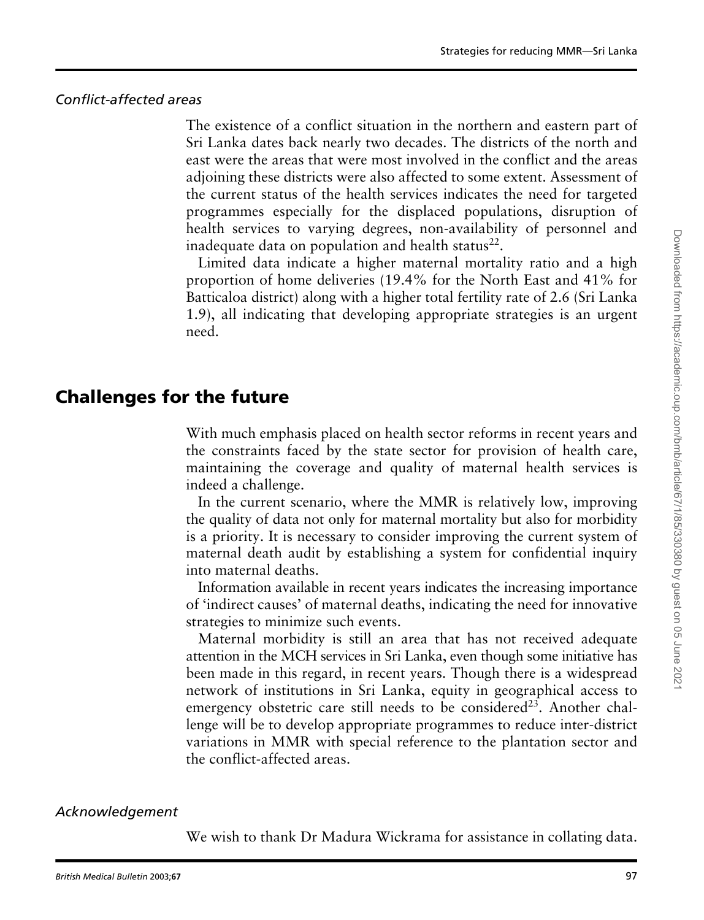### *Conflict-affected areas*

The existence of a conflict situation in the northern and eastern part of Sri Lanka dates back nearly two decades. The districts of the north and east were the areas that were most involved in the conflict and the areas adjoining these districts were also affected to some extent. Assessment of the current status of the health services indicates the need for targeted programmes especially for the displaced populations, disruption of health services to varying degrees, non-availability of personnel and inadequate data on population and health status[22].

Limited data indicate a higher maternal mortality ratio and a high proportion of home deliveries (19.4% for the North East and 41% for Batticaloa district) along with a higher total fertility rate of 2.6 (Sri Lanka 1.9), all indicating that developing appropriate strategies is an urgent need.

## Challenges for the future

With much emphasis placed on health sector reforms in recent years and the constraints faced by the state sector for provision of health care, maintaining the coverage and quality of maternal health services is indeed a challenge.

In the current scenario, where the MMR is relatively low, improving the quality of data not only for maternal mortality but also for morbidity is a priority. It is necessary to consider improving the current system of maternal death audit by establishing a system for confidential inquiry into maternal deaths.

Information available in recent years indicates the increasing importance of 'indirect causes' of maternal deaths, indicating the need for innovative strategies to minimize such events.

Maternal morbidity is still an area that has not received adequate attention in the MCH services in Sri Lanka, even though some initiative has been made in this regard, in recent years. Though there is a widespread network of institutions in Sri Lanka, equity in geographical access to emergency obstetric care still needs to be considered[23]. Another challenge will be to develop appropriate programmes to reduce inter-district variations in MMR with special reference to the plantation sector and the conflict-affected areas.

### *Acknowledgement*

We wish to thank Dr Madura Wickrama for assistance in collating data.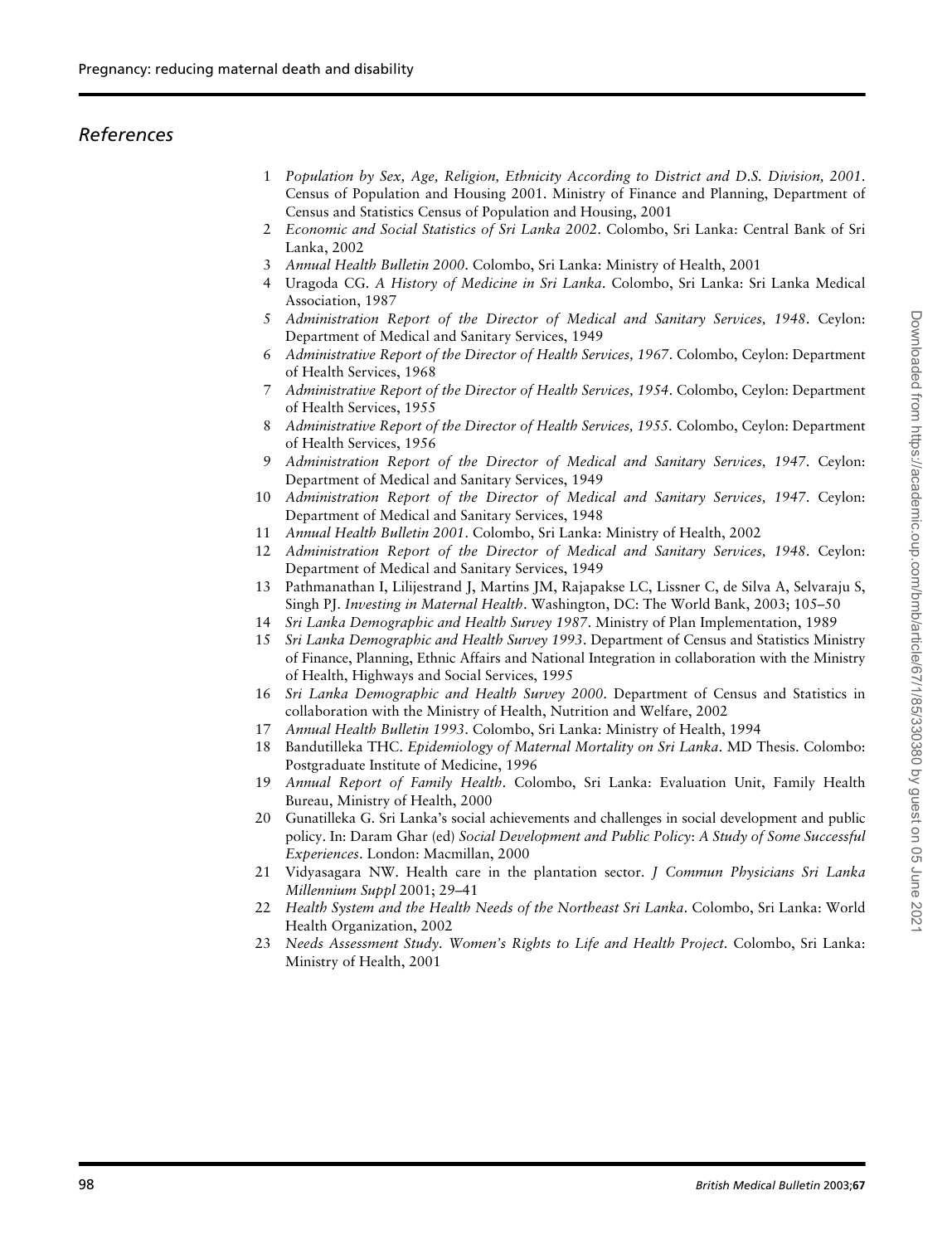## *References*

1. *Population by Sex, Age, Religion, Ethnicity According to District and D.S. Division, 2001*. Census of Population and Housing 2001. Ministry of Finance and Planning, Department of Census and Statistics Census of Population and Housing, 2001
2. *Economic and Social Statistics of Sri Lanka 2002*. Colombo, Sri Lanka: Central Bank of Sri Lanka, 2002
3. *Annual Health Bulletin 2000*. Colombo, Sri Lanka: Ministry of Health, 2001
4. Uragoda CG. *A History of Medicine in Sri Lanka*. Colombo, Sri Lanka: Sri Lanka Medical Association, 1987
5. *Administration Report of the Director of Medical and Sanitary Services, 1948*. Ceylon: Department of Medical and Sanitary Services, 1949
6. *Administrative Report of the Director of Health Services, 1967*. Colombo, Ceylon: Department of Health Services, 1968
7. *Administrative Report of the Director of Health Services, 1954*. Colombo, Ceylon: Department of Health Services, 1955
8. *Administrative Report of the Director of Health Services, 1955*. Colombo, Ceylon: Department of Health Services, 1956
9. *Administration Report of the Director of Medical and Sanitary Services, 1947*. Ceylon: Department of Medical and Sanitary Services, 1949
10. *Administration Report of the Director of Medical and Sanitary Services, 1947*. Ceylon: Department of Medical and Sanitary Services, 1948
11. *Annual Health Bulletin 2001*. Colombo, Sri Lanka: Ministry of Health, 2002
12. *Administration Report of the Director of Medical and Sanitary Services, 1948*. Ceylon: Department of Medical and Sanitary Services, 1949
13. Pathmanathan I, Lilijestrand J, Martins JM, Rajapakse LC, Lissner C, de Silva A, Selvaraju S, Singh PJ. *Investing in Maternal Health*. Washington, DC: The World Bank, 2003; 105–50
14. *Sri Lanka Demographic and Health Survey 1987*. Ministry of Plan Implementation, 1989
15. *Sri Lanka Demographic and Health Survey 1993*. Department of Census and Statistics Ministry of Finance, Planning, Ethnic Affairs and National Integration in collaboration with the Ministry of Health, Highways and Social Services, 1995
16. *Sri Lanka Demographic and Health Survey 2000*. Department of Census and Statistics in collaboration with the Ministry of Health, Nutrition and Welfare, 2002
17. *Annual Health Bulletin 1993*. Colombo, Sri Lanka: Ministry of Health, 1994
18. Bandutilleka THC. *Epidemiology of Maternal Mortality on Sri Lanka*. MD Thesis. Colombo: Postgraduate Institute of Medicine, 1996
19. *Annual Report of Family Health*. Colombo, Sri Lanka: Evaluation Unit, Family Health Bureau, Ministry of Health, 2000
20. Gunatilleka G. Sri Lanka's social achievements and challenges in social development and public policy. In: Daram Ghar (ed) *Social Development and Public Policy: A Study of Some Successful Experiences*. London: Macmillan, 2000
21. Vidyasagara NW. Health care in the plantation sector. *J Commun Physicians Sri Lanka Millennium Suppl* 2001; 29–41
22. *Health System and the Health Needs of the Northeast Sri Lanka*. Colombo, Sri Lanka: World Health Organization, 2002
23. *Needs Assessment Study. Women's Rights to Life and Health Project*. Colombo, Sri Lanka: Ministry of Health, 2001